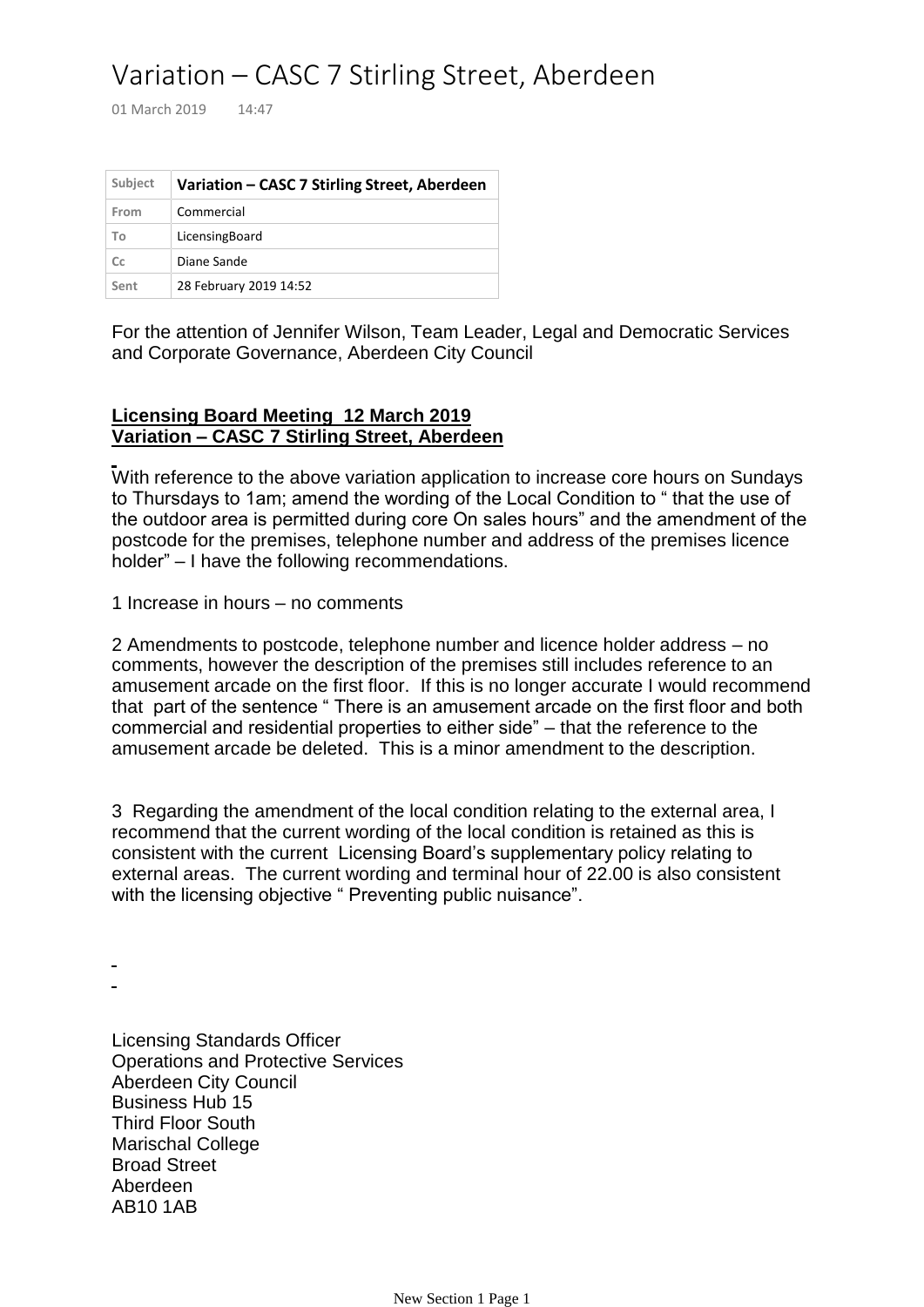# Variation – CASC 7 Stirling Street, Aberdeen

01 March 2019 14:47

| Subject | **Variation – CASC 7 Stirling Street, Aberdeen** |
|---|---|
| From | Commercial |
| To | LicensingBoard |
| Cc | Diane Sande |
| Sent | 28 February 2019 14:52 |

For the attention of Jennifer Wilson, Team Leader, Legal and Democratic Services and Corporate Governance, Aberdeen City Council

**Licensing Board Meeting 12 March 2019**
**Variation – CASC 7 Stirling Street, Aberdeen**

With reference to the above variation application to increase core hours on Sundays to Thursdays to 1am; amend the wording of the Local Condition to " that the use of the outdoor area is permitted during core On sales hours" and the amendment of the postcode for the premises, telephone number and address of the premises licence holder" – I have the following recommendations.

1 Increase in hours – no comments

2 Amendments to postcode, telephone number and licence holder address – no comments, however the description of the premises still includes reference to an amusement arcade on the first floor. If this is no longer accurate I would recommend that part of the sentence " There is an amusement arcade on the first floor and both commercial and residential properties to either side" – that the reference to the amusement arcade be deleted. This is a minor amendment to the description.

3 Regarding the amendment of the local condition relating to the external area, I recommend that the current wording of the local condition is retained as this is consistent with the current Licensing Board's supplementary policy relating to external areas. The current wording and terminal hour of 22.00 is also consistent with the licensing objective " Preventing public nuisance".

Licensing Standards Officer
Operations and Protective Services
Aberdeen City Council
Business Hub 15
Third Floor South
Marischal College
Broad Street
Aberdeen
AB10 1AB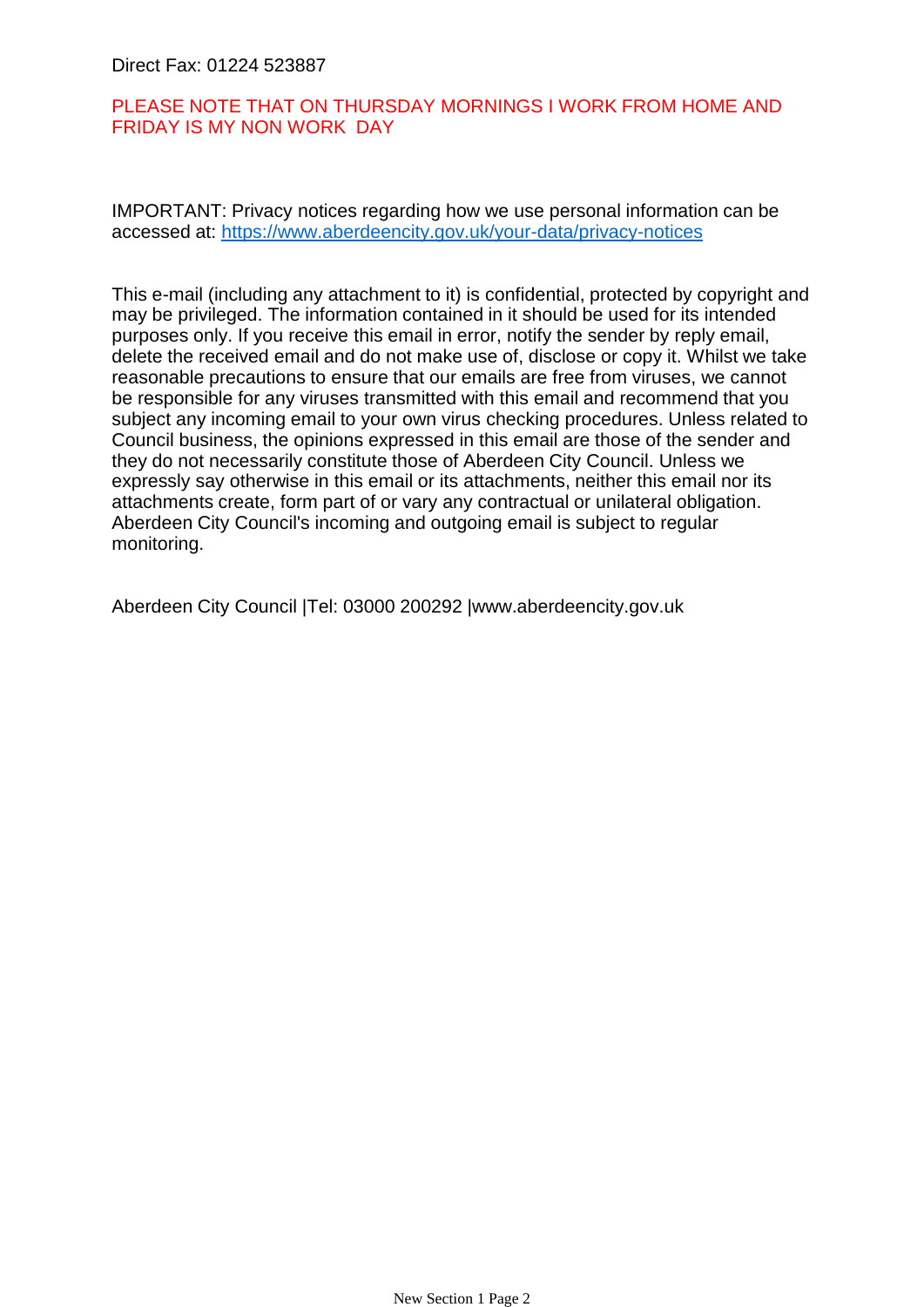Direct Fax: 01224 523887

PLEASE NOTE THAT ON THURSDAY MORNINGS I WORK FROM HOME AND FRIDAY IS MY NON WORK DAY

IMPORTANT: Privacy notices regarding how we use personal information can be accessed at: https://www.aberdeencity.gov.uk/your-data/privacy-notices

This e-mail (including any attachment to it) is confidential, protected by copyright and may be privileged. The information contained in it should be used for its intended purposes only. If you receive this email in error, notify the sender by reply email, delete the received email and do not make use of, disclose or copy it. Whilst we take reasonable precautions to ensure that our emails are free from viruses, we cannot be responsible for any viruses transmitted with this email and recommend that you subject any incoming email to your own virus checking procedures. Unless related to Council business, the opinions expressed in this email are those of the sender and they do not necessarily constitute those of Aberdeen City Council. Unless we expressly say otherwise in this email or its attachments, neither this email nor its attachments create, form part of or vary any contractual or unilateral obligation. Aberdeen City Council's incoming and outgoing email is subject to regular monitoring.

Aberdeen City Council |Tel: 03000 200292 |www.aberdeencity.gov.uk